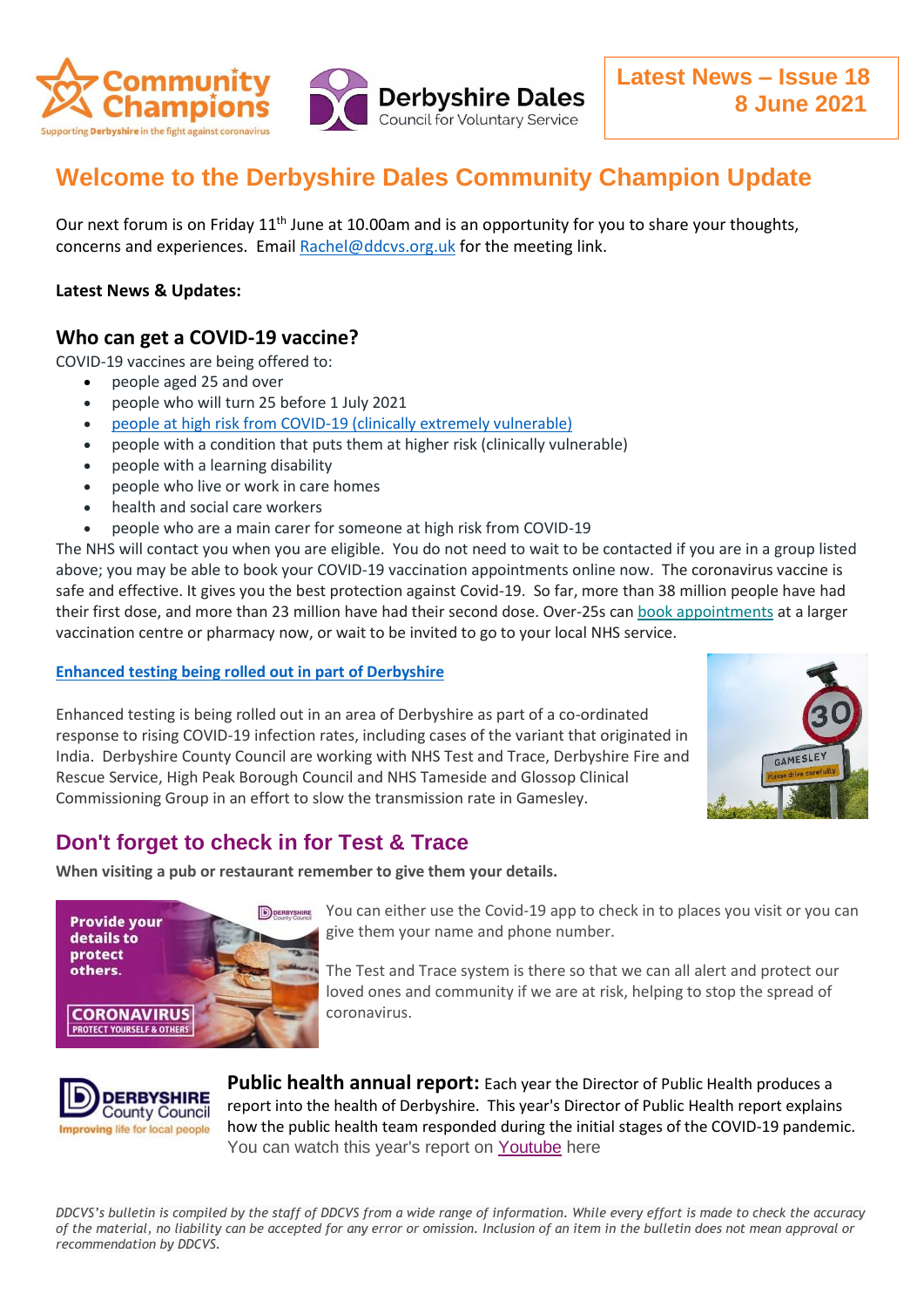Latest News – Issue 18
8 June 2021

# Welcome to the Derbyshire Dales Community Champion Update

Our next forum is on Friday 11th June at 10.00am and is an opportunity for you to share your thoughts, concerns and experiences. Email Rachel@ddcvs.org.uk for the meeting link.

**Latest News & Updates:**

## Who can get a COVID-19 vaccine?

COVID-19 vaccines are being offered to:

- people aged 25 and over
- people who will turn 25 before 1 July 2021
- people at high risk from COVID-19 (clinically extremely vulnerable)
- people with a condition that puts them at higher risk (clinically vulnerable)
- people with a learning disability
- people who live or work in care homes
- health and social care workers
- people who are a main carer for someone at high risk from COVID-19

The NHS will contact you when you are eligible. You do not need to wait to be contacted if you are in a group listed above; you may be able to book your COVID-19 vaccination appointments online now. The coronavirus vaccine is safe and effective. It gives you the best protection against Covid-19. So far, more than 38 million people have had their first dose, and more than 23 million have had their second dose. Over-25s can book appointments at a larger vaccination centre or pharmacy now, or wait to be invited to go to your local NHS service.

**Enhanced testing being rolled out in part of Derbyshire**

Enhanced testing is being rolled out in an area of Derbyshire as part of a co-ordinated response to rising COVID-19 infection rates, including cases of the variant that originated in India. Derbyshire County Council are working with NHS Test and Trace, Derbyshire Fire and Rescue Service, High Peak Borough Council and NHS Tameside and Glossop Clinical Commissioning Group in an effort to slow the transmission rate in Gamesley.

## Don't forget to check in for Test & Trace

**When visiting a pub or restaurant remember to give them your details.**

You can either use the Covid-19 app to check in to places you visit or you can give them your name and phone number.

The Test and Trace system is there so that we can all alert and protect our loved ones and community if we are at risk, helping to stop the spread of coronavirus.

**Public health annual report:** Each year the Director of Public Health produces a report into the health of Derbyshire. This year's Director of Public Health report explains how the public health team responded during the initial stages of the COVID-19 pandemic. You can watch this year's report on Youtube here

*DDCVS's bulletin is compiled by the staff of DDCVS from a wide range of information. While every effort is made to check the accuracy of the material, no liability can be accepted for any error or omission. Inclusion of an item in the bulletin does not mean approval or recommendation by DDCVS.*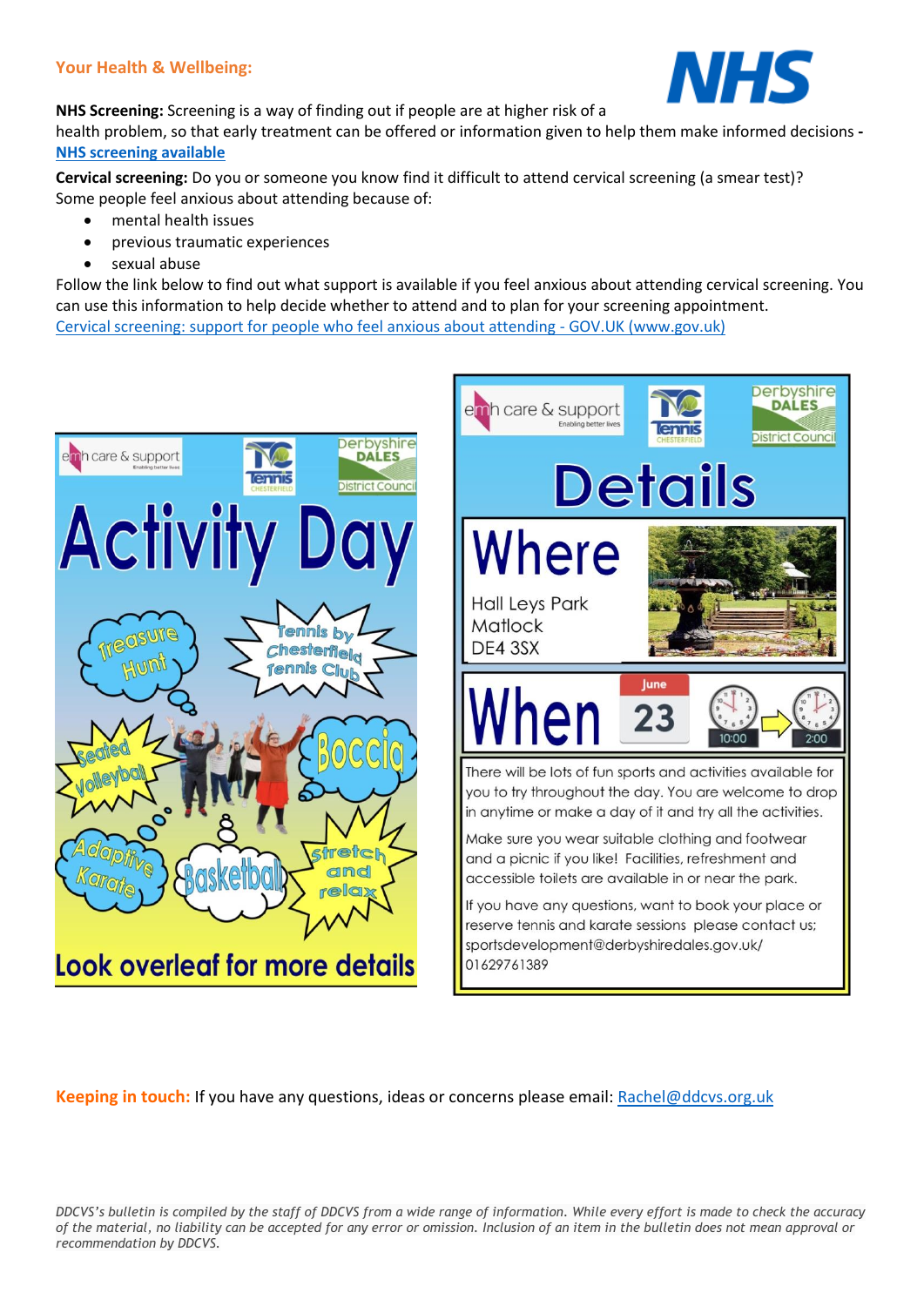## Your Health & Wellbeing:

**NHS Screening:** Screening is a way of finding out if people are at higher risk of a health problem, so that early treatment can be offered or information given to help them make informed decisions - **NHS screening available**

**Cervical screening:** Do you or someone you know find it difficult to attend cervical screening (a smear test)? Some people feel anxious about attending because of:

- mental health issues
- previous traumatic experiences
- sexual abuse

Follow the link below to find out what support is available if you feel anxious about attending cervical screening. You can use this information to help decide whether to attend and to plan for your screening appointment.
Cervical screening: support for people who feel anxious about attending - GOV.UK (www.gov.uk)

# Activity Day

- Treasure Hunt
- Tennis by Chesterfield Tennis Club
- Seated Volleyball
- Boccia
- Adaptive Karate
- Basketball
- Stretch and relax

Look overleaf for more details

# Details

## Where

Hall Leys Park
Matlock
DE4 3SX

## When

June 23
10:00 – 2:00

There will be lots of fun sports and activities available for you to try throughout the day. You are welcome to drop in anytime or make a day of it and try all the activities.

Make sure you wear suitable clothing and footwear and a picnic if you like! Facilities, refreshment and accessible toilets are available in or near the park.

If you have any questions, want to book your place or reserve tennis and karate sessions please contact us; sportsdevelopment@derbyshiredales.gov.uk/ 01629761389

**Keeping in touch:** If you have any questions, ideas or concerns please email: Rachel@ddcvs.org.uk

*DDCVS's bulletin is compiled by the staff of DDCVS from a wide range of information. While every effort is made to check the accuracy of the material, no liability can be accepted for any error or omission. Inclusion of an item in the bulletin does not mean approval or recommendation by DDCVS.*